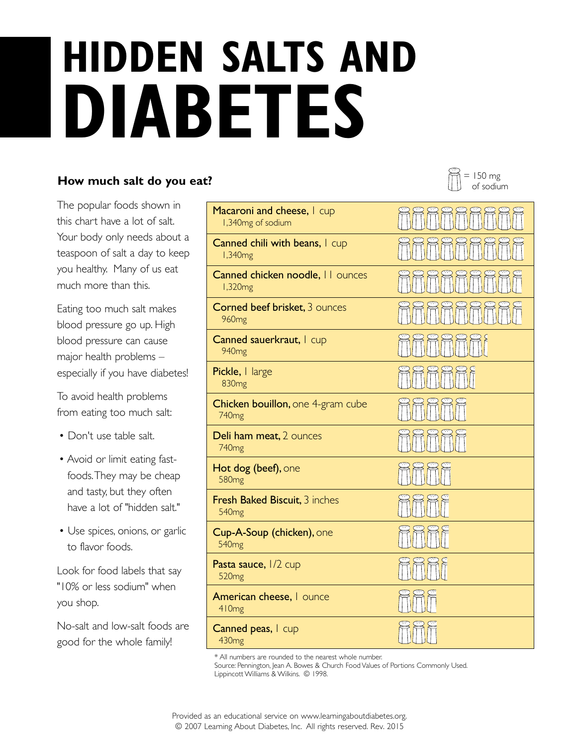# HIDDEN SALTS AND DIABETES

## How much salt do you eat?

The popular foods shown in this chart have a lot of salt. Your body only needs about a teaspoon of salt a day to keep you healthy. Many of us eat much more than this.

Eating too much salt makes blood pressure go up. High blood pressure can cause major health problems – especially if you have diabetes!

To avoid health problems from eating too much salt:

- Don't use table salt.
- Avoid or limit eating fast-foods. They may be cheap and tasty, but they often have a lot of "hidden salt."
- Use spices, onions, or garlic to flavor foods.

Look for food labels that say "10% or less sodium" when you shop.

No-salt and low-salt foods are good for the whole family!

(1 salt shaker = 150 mg of sodium)

| Food | Sodium |
|---|---|
| **Macaroni and cheese,** 1 cup | 1,340mg of sodium |
| **Canned chili with beans,** 1 cup | 1,340mg |
| **Canned chicken noodle,** 11 ounces | 1,320mg |
| **Corned beef brisket,** 3 ounces | 960mg |
| **Canned sauerkraut,** 1 cup | 940mg |
| **Pickle,** 1 large | 830mg |
| **Chicken bouillon,** one 4-gram cube | 740mg |
| **Deli ham meat,** 2 ounces | 740mg |
| **Hot dog (beef),** one | 580mg |
| **Fresh Baked Biscuit,** 3 inches | 540mg |
| **Cup-A-Soup (chicken),** one | 540mg |
| **Pasta sauce,** 1/2 cup | 520mg |
| **American cheese,** 1 ounce | 410mg |
| **Canned peas,** 1 cup | 430mg |

\* All numbers are rounded to the nearest whole number.
Source: Pennington, Jean A. Bowes & Church Food Values of Portions Commonly Used. Lippincott Williams & Wilkins. © 1998.

Provided as an educational service on www.learningaboutdiabetes.org.
© 2007 Learning About Diabetes, Inc. All rights reserved. Rev. 2015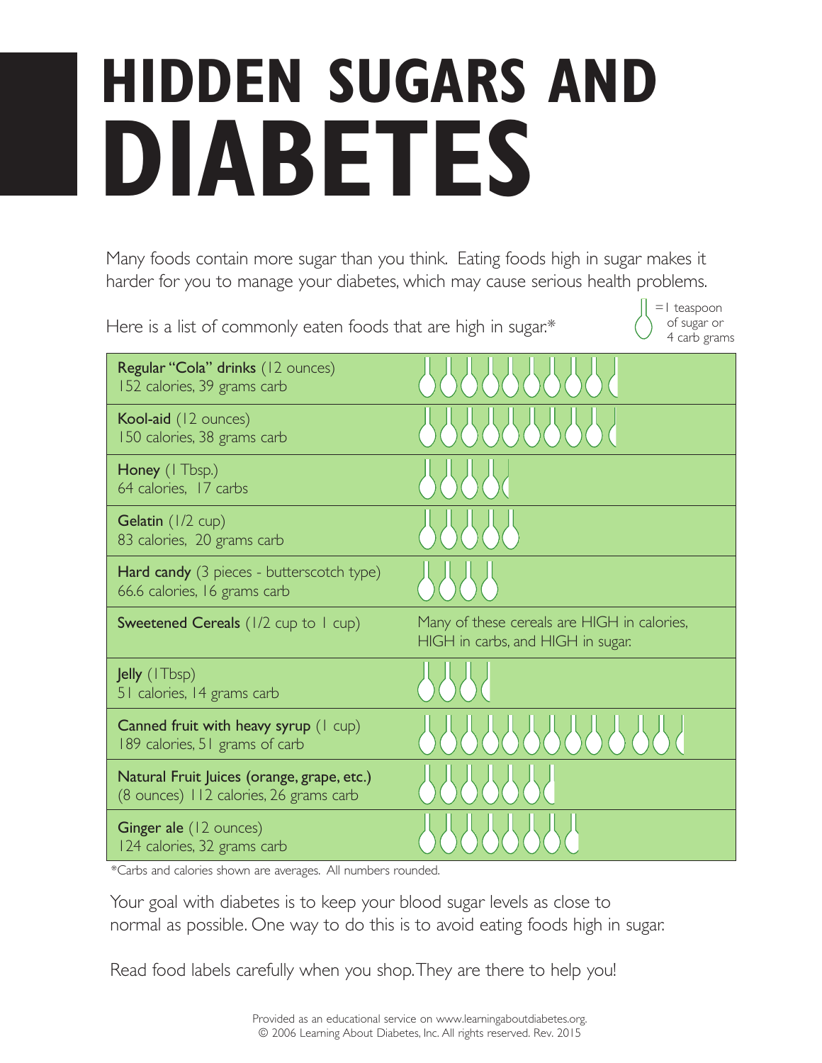# HIDDEN SUGARS AND DIABETES

Many foods contain more sugar than you think. Eating foods high in sugar makes it harder for you to manage your diabetes, which may cause serious health problems.

Here is a list of commonly eaten foods that are high in sugar.*

=1 teaspoon of sugar or 4 carb grams

| | |
|---|---|
| **Regular "Cola" drinks** (12 ounces) 152 calories, 39 grams carb | |
| **Kool-aid** (12 ounces) 150 calories, 38 grams carb | |
| **Honey** (1 Tbsp.) 64 calories, 17 carbs | |
| **Gelatin** (1/2 cup) 83 calories, 20 grams carb | |
| **Hard candy** (3 pieces - butterscotch type) 66.6 calories, 16 grams carb | |
| **Sweetened Cereals** (1/2 cup to 1 cup) | Many of these cereals are HIGH in calories, HIGH in carbs, and HIGH in sugar. |
| **Jelly** (1Tbsp) 51 calories, 14 grams carb | |
| **Canned fruit with heavy syrup** (1 cup) 189 calories, 51 grams of carb | |
| **Natural Fruit Juices (orange, grape, etc.)** (8 ounces) 112 calories, 26 grams carb | |
| **Ginger ale** (12 ounces) 124 calories, 32 grams carb | |

*Carbs and calories shown are averages. All numbers rounded.

Your goal with diabetes is to keep your blood sugar levels as close to normal as possible. One way to do this is to avoid eating foods high in sugar.

Read food labels carefully when you shop. They are there to help you!

Provided as an educational service on www.learningaboutdiabetes.org.
© 2006 Learning About Diabetes, Inc. All rights reserved. Rev. 2015